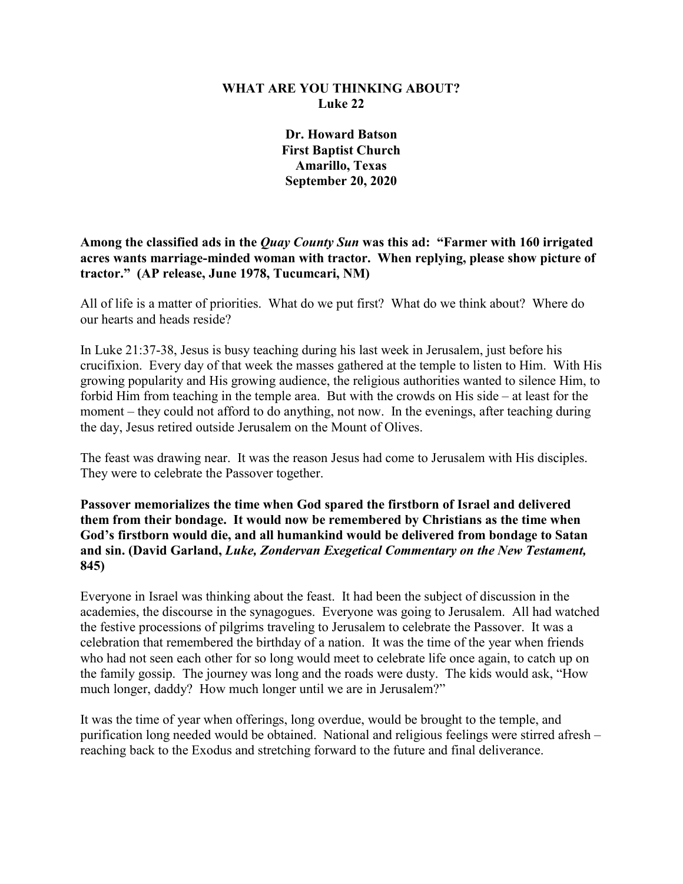# WHAT ARE YOU THINKING ABOUT?
## Luke 22

**Dr. Howard Batson**
**First Baptist Church**
**Amarillo, Texas**
**September 20, 2020**

**Among the classified ads in the *Quay County Sun* was this ad: "Farmer with 160 irrigated acres wants marriage-minded woman with tractor. When replying, please show picture of tractor." (AP release, June 1978, Tucumcari, NM)**

All of life is a matter of priorities. What do we put first? What do we think about? Where do our hearts and heads reside?

In Luke 21:37-38, Jesus is busy teaching during his last week in Jerusalem, just before his crucifixion. Every day of that week the masses gathered at the temple to listen to Him. With His growing popularity and His growing audience, the religious authorities wanted to silence Him, to forbid Him from teaching in the temple area. But with the crowds on His side – at least for the moment – they could not afford to do anything, not now. In the evenings, after teaching during the day, Jesus retired outside Jerusalem on the Mount of Olives.

The feast was drawing near. It was the reason Jesus had come to Jerusalem with His disciples. They were to celebrate the Passover together.

**Passover memorializes the time when God spared the firstborn of Israel and delivered them from their bondage. It would now be remembered by Christians as the time when God's firstborn would die, and all humankind would be delivered from bondage to Satan and sin. (David Garland, *Luke, Zondervan Exegetical Commentary on the New Testament,* 845)**

Everyone in Israel was thinking about the feast. It had been the subject of discussion in the academies, the discourse in the synagogues. Everyone was going to Jerusalem. All had watched the festive processions of pilgrims traveling to Jerusalem to celebrate the Passover. It was a celebration that remembered the birthday of a nation. It was the time of the year when friends who had not seen each other for so long would meet to celebrate life once again, to catch up on the family gossip. The journey was long and the roads were dusty. The kids would ask, "How much longer, daddy? How much longer until we are in Jerusalem?"

It was the time of year when offerings, long overdue, would be brought to the temple, and purification long needed would be obtained. National and religious feelings were stirred afresh – reaching back to the Exodus and stretching forward to the future and final deliverance.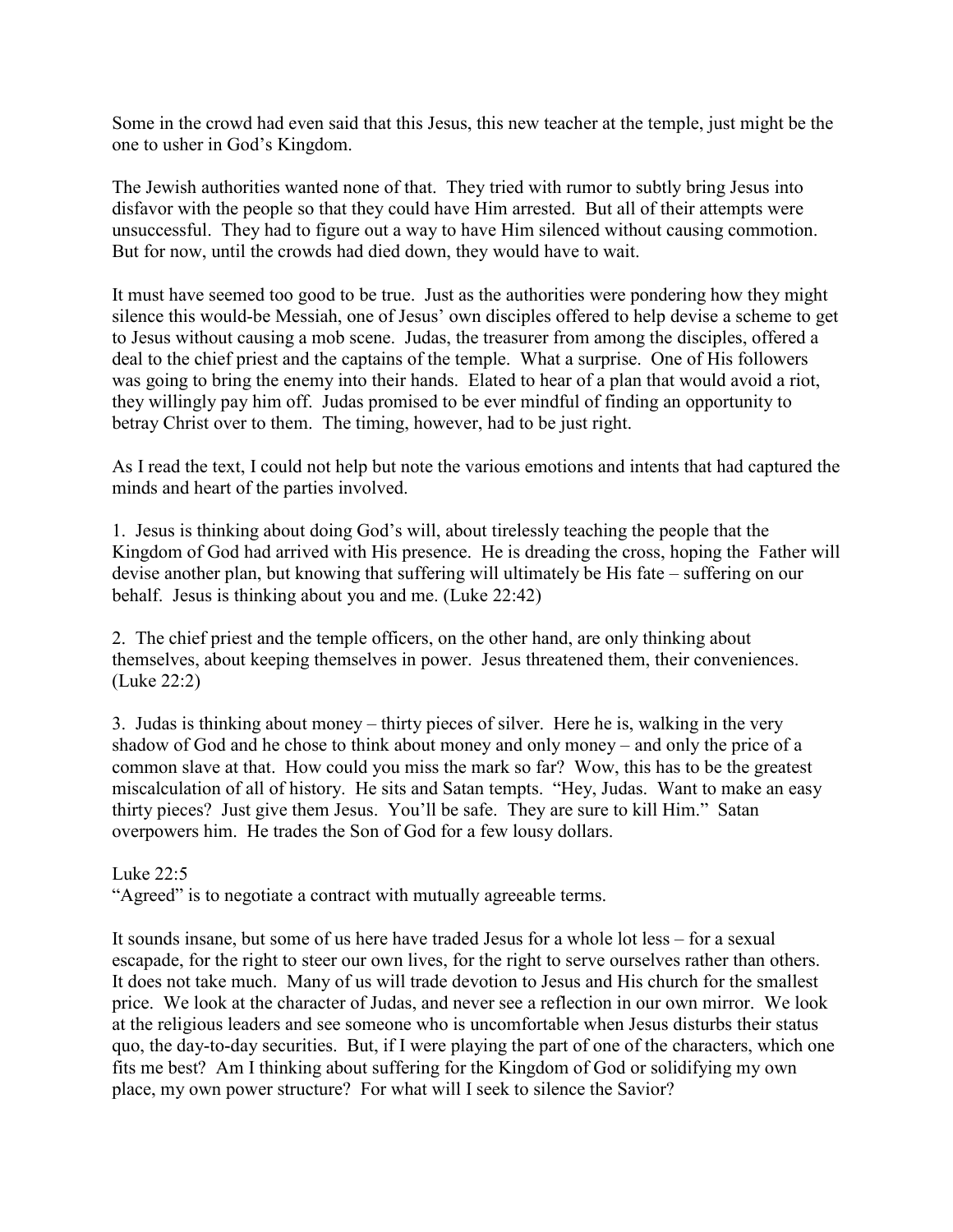Some in the crowd had even said that this Jesus, this new teacher at the temple, just might be the one to usher in God's Kingdom.

The Jewish authorities wanted none of that. They tried with rumor to subtly bring Jesus into disfavor with the people so that they could have Him arrested. But all of their attempts were unsuccessful. They had to figure out a way to have Him silenced without causing commotion. But for now, until the crowds had died down, they would have to wait.

It must have seemed too good to be true. Just as the authorities were pondering how they might silence this would-be Messiah, one of Jesus' own disciples offered to help devise a scheme to get to Jesus without causing a mob scene. Judas, the treasurer from among the disciples, offered a deal to the chief priest and the captains of the temple. What a surprise. One of His followers was going to bring the enemy into their hands. Elated to hear of a plan that would avoid a riot, they willingly pay him off. Judas promised to be ever mindful of finding an opportunity to betray Christ over to them. The timing, however, had to be just right.

As I read the text, I could not help but note the various emotions and intents that had captured the minds and heart of the parties involved.

1. Jesus is thinking about doing God's will, about tirelessly teaching the people that the Kingdom of God had arrived with His presence. He is dreading the cross, hoping the Father will devise another plan, but knowing that suffering will ultimately be His fate – suffering on our behalf. Jesus is thinking about you and me. (Luke 22:42)

2. The chief priest and the temple officers, on the other hand, are only thinking about themselves, about keeping themselves in power. Jesus threatened them, their conveniences. (Luke 22:2)

3. Judas is thinking about money – thirty pieces of silver. Here he is, walking in the very shadow of God and he chose to think about money and only money – and only the price of a common slave at that. How could you miss the mark so far? Wow, this has to be the greatest miscalculation of all of history. He sits and Satan tempts. "Hey, Judas. Want to make an easy thirty pieces? Just give them Jesus. You'll be safe. They are sure to kill Him." Satan overpowers him. He trades the Son of God for a few lousy dollars.

Luke 22:5
"Agreed" is to negotiate a contract with mutually agreeable terms.

It sounds insane, but some of us here have traded Jesus for a whole lot less – for a sexual escapade, for the right to steer our own lives, for the right to serve ourselves rather than others. It does not take much. Many of us will trade devotion to Jesus and His church for the smallest price. We look at the character of Judas, and never see a reflection in our own mirror. We look at the religious leaders and see someone who is uncomfortable when Jesus disturbs their status quo, the day-to-day securities. But, if I were playing the part of one of the characters, which one fits me best? Am I thinking about suffering for the Kingdom of God or solidifying my own place, my own power structure? For what will I seek to silence the Savior?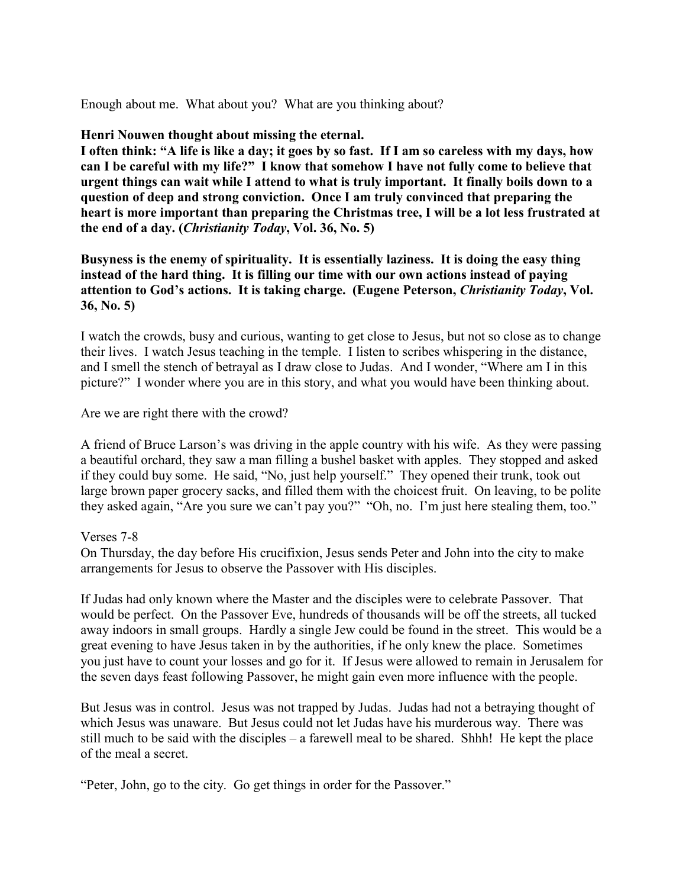Enough about me. What about you? What are you thinking about?

**Henri Nouwen thought about missing the eternal.**
**I often think: "A life is like a day; it goes by so fast. If I am so careless with my days, how can I be careful with my life?" I know that somehow I have not fully come to believe that urgent things can wait while I attend to what is truly important. It finally boils down to a question of deep and strong conviction. Once I am truly convinced that preparing the heart is more important than preparing the Christmas tree, I will be a lot less frustrated at the end of a day. (*Christianity Today*, Vol. 36, No. 5)**

**Busyness is the enemy of spirituality. It is essentially laziness. It is doing the easy thing instead of the hard thing. It is filling our time with our own actions instead of paying attention to God's actions. It is taking charge. (Eugene Peterson, *Christianity Today*, Vol. 36, No. 5)**

I watch the crowds, busy and curious, wanting to get close to Jesus, but not so close as to change their lives. I watch Jesus teaching in the temple. I listen to scribes whispering in the distance, and I smell the stench of betrayal as I draw close to Judas. And I wonder, "Where am I in this picture?" I wonder where you are in this story, and what you would have been thinking about.

Are we are right there with the crowd?

A friend of Bruce Larson's was driving in the apple country with his wife. As they were passing a beautiful orchard, they saw a man filling a bushel basket with apples. They stopped and asked if they could buy some. He said, "No, just help yourself." They opened their trunk, took out large brown paper grocery sacks, and filled them with the choicest fruit. On leaving, to be polite they asked again, "Are you sure we can't pay you?" "Oh, no. I'm just here stealing them, too."

Verses 7-8
On Thursday, the day before His crucifixion, Jesus sends Peter and John into the city to make arrangements for Jesus to observe the Passover with His disciples.

If Judas had only known where the Master and the disciples were to celebrate Passover. That would be perfect. On the Passover Eve, hundreds of thousands will be off the streets, all tucked away indoors in small groups. Hardly a single Jew could be found in the street. This would be a great evening to have Jesus taken in by the authorities, if he only knew the place. Sometimes you just have to count your losses and go for it. If Jesus were allowed to remain in Jerusalem for the seven days feast following Passover, he might gain even more influence with the people.

But Jesus was in control. Jesus was not trapped by Judas. Judas had not a betraying thought of which Jesus was unaware. But Jesus could not let Judas have his murderous way. There was still much to be said with the disciples – a farewell meal to be shared. Shhh! He kept the place of the meal a secret.

"Peter, John, go to the city. Go get things in order for the Passover."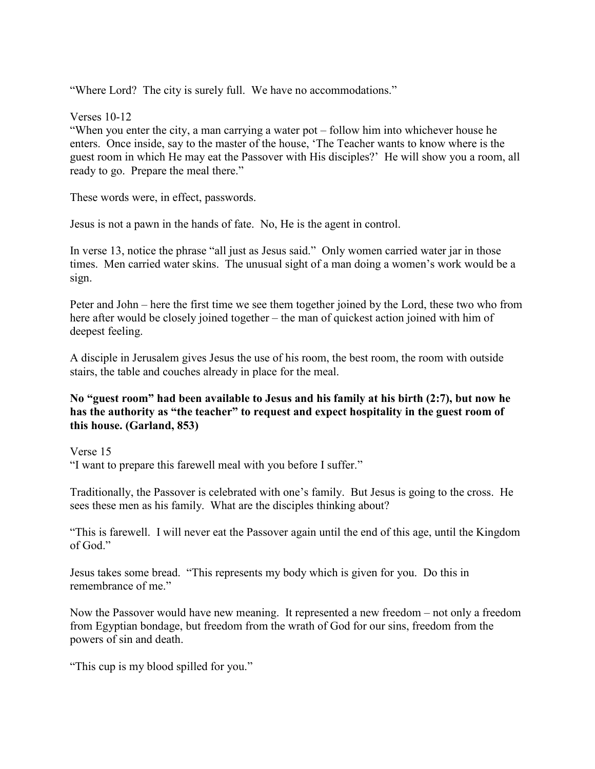"Where Lord?  The city is surely full.  We have no accommodations."

Verses 10-12
"When you enter the city, a man carrying a water pot – follow him into whichever house he enters.  Once inside, say to the master of the house, 'The Teacher wants to know where is the guest room in which He may eat the Passover with His disciples?'  He will show you a room, all ready to go.  Prepare the meal there."

These words were, in effect, passwords.

Jesus is not a pawn in the hands of fate.  No, He is the agent in control.

In verse 13, notice the phrase "all just as Jesus said."  Only women carried water jar in those times.  Men carried water skins.  The unusual sight of a man doing a women's work would be a sign.

Peter and John – here the first time we see them together joined by the Lord, these two who from here after would be closely joined together – the man of quickest action joined with him of deepest feeling.

A disciple in Jerusalem gives Jesus the use of his room, the best room, the room with outside stairs, the table and couches already in place for the meal.

**No "guest room" had been available to Jesus and his family at his birth (2:7), but now he has the authority as "the teacher" to request and expect hospitality in the guest room of this house. (Garland, 853)**

Verse 15
"I want to prepare this farewell meal with you before I suffer."

Traditionally, the Passover is celebrated with one's family.  But Jesus is going to the cross.  He sees these men as his family.  What are the disciples thinking about?

"This is farewell.  I will never eat the Passover again until the end of this age, until the Kingdom of God."

Jesus takes some bread.  "This represents my body which is given for you.  Do this in remembrance of me."

Now the Passover would have new meaning.  It represented a new freedom – not only a freedom from Egyptian bondage, but freedom from the wrath of God for our sins, freedom from the powers of sin and death.

"This cup is my blood spilled for you."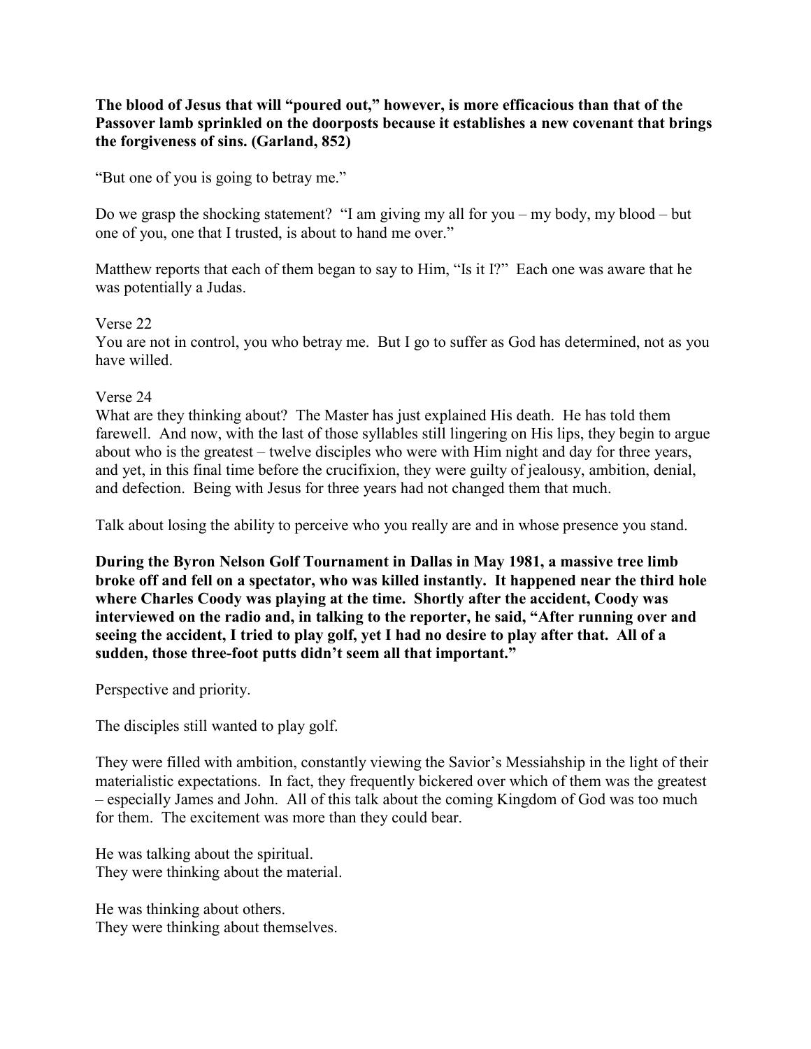**The blood of Jesus that will "poured out," however, is more efficacious than that of the Passover lamb sprinkled on the doorposts because it establishes a new covenant that brings the forgiveness of sins. (Garland, 852)**

"But one of you is going to betray me."

Do we grasp the shocking statement? "I am giving my all for you – my body, my blood – but one of you, one that I trusted, is about to hand me over."

Matthew reports that each of them began to say to Him, "Is it I?" Each one was aware that he was potentially a Judas.

Verse 22
You are not in control, you who betray me. But I go to suffer as God has determined, not as you have willed.

Verse 24
What are they thinking about? The Master has just explained His death. He has told them farewell. And now, with the last of those syllables still lingering on His lips, they begin to argue about who is the greatest – twelve disciples who were with Him night and day for three years, and yet, in this final time before the crucifixion, they were guilty of jealousy, ambition, denial, and defection. Being with Jesus for three years had not changed them that much.

Talk about losing the ability to perceive who you really are and in whose presence you stand.

**During the Byron Nelson Golf Tournament in Dallas in May 1981, a massive tree limb broke off and fell on a spectator, who was killed instantly. It happened near the third hole where Charles Coody was playing at the time. Shortly after the accident, Coody was interviewed on the radio and, in talking to the reporter, he said, "After running over and seeing the accident, I tried to play golf, yet I had no desire to play after that. All of a sudden, those three-foot putts didn't seem all that important."**

Perspective and priority.

The disciples still wanted to play golf.

They were filled with ambition, constantly viewing the Savior's Messiahship in the light of their materialistic expectations. In fact, they frequently bickered over which of them was the greatest – especially James and John. All of this talk about the coming Kingdom of God was too much for them. The excitement was more than they could bear.

He was talking about the spiritual.
They were thinking about the material.

He was thinking about others.
They were thinking about themselves.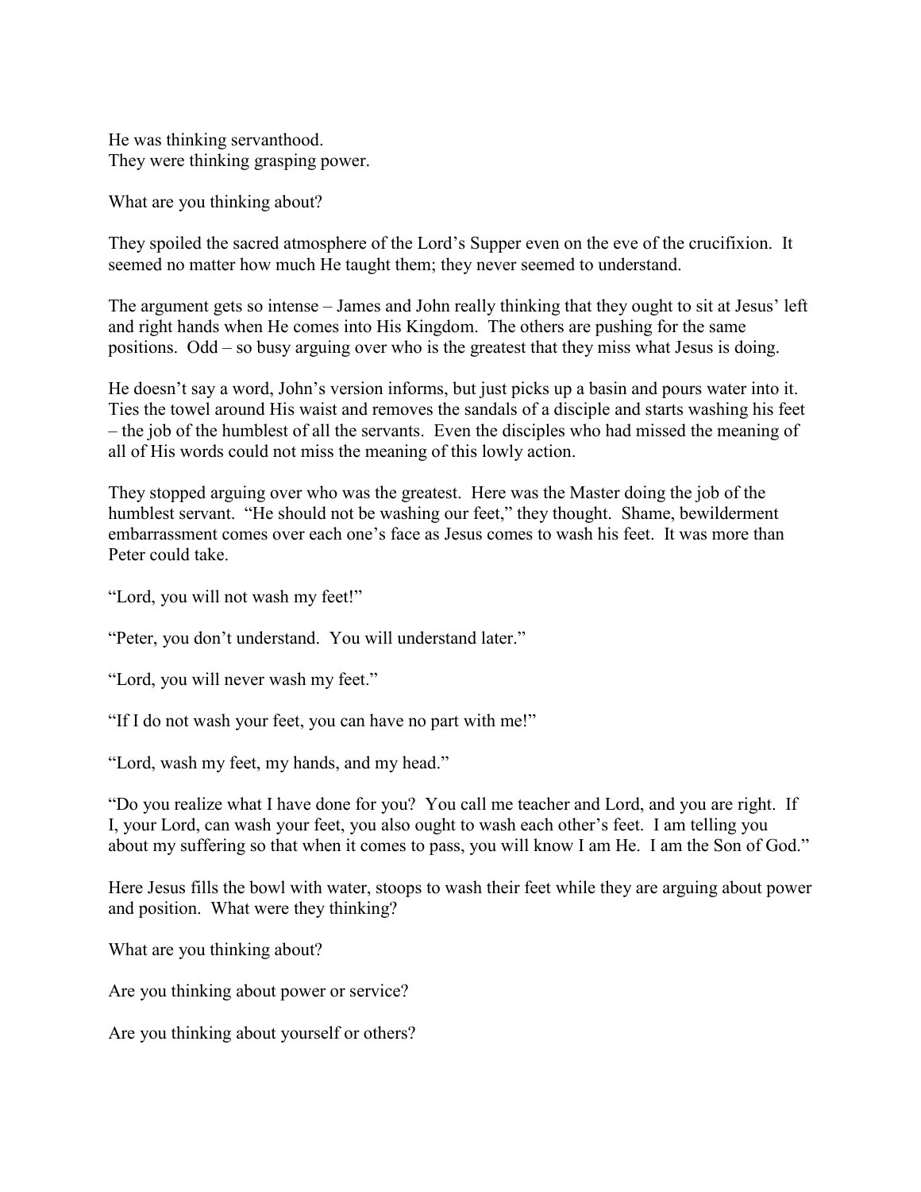He was thinking servanthood.
They were thinking grasping power.

What are you thinking about?

They spoiled the sacred atmosphere of the Lord's Supper even on the eve of the crucifixion. It seemed no matter how much He taught them; they never seemed to understand.

The argument gets so intense – James and John really thinking that they ought to sit at Jesus' left and right hands when He comes into His Kingdom. The others are pushing for the same positions. Odd – so busy arguing over who is the greatest that they miss what Jesus is doing.

He doesn't say a word, John's version informs, but just picks up a basin and pours water into it. Ties the towel around His waist and removes the sandals of a disciple and starts washing his feet – the job of the humblest of all the servants. Even the disciples who had missed the meaning of all of His words could not miss the meaning of this lowly action.

They stopped arguing over who was the greatest. Here was the Master doing the job of the humblest servant. "He should not be washing our feet," they thought. Shame, bewilderment embarrassment comes over each one's face as Jesus comes to wash his feet. It was more than Peter could take.

"Lord, you will not wash my feet!"

"Peter, you don't understand. You will understand later."

"Lord, you will never wash my feet."

"If I do not wash your feet, you can have no part with me!"

"Lord, wash my feet, my hands, and my head."

"Do you realize what I have done for you? You call me teacher and Lord, and you are right. If I, your Lord, can wash your feet, you also ought to wash each other's feet. I am telling you about my suffering so that when it comes to pass, you will know I am He. I am the Son of God."

Here Jesus fills the bowl with water, stoops to wash their feet while they are arguing about power and position. What were they thinking?

What are you thinking about?

Are you thinking about power or service?

Are you thinking about yourself or others?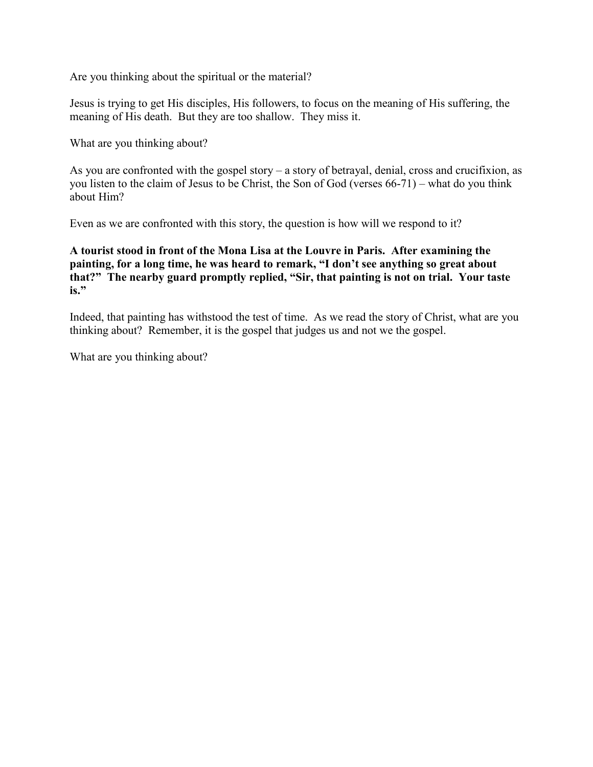Are you thinking about the spiritual or the material?

Jesus is trying to get His disciples, His followers, to focus on the meaning of His suffering, the meaning of His death. But they are too shallow. They miss it.

What are you thinking about?

As you are confronted with the gospel story – a story of betrayal, denial, cross and crucifixion, as you listen to the claim of Jesus to be Christ, the Son of God (verses 66-71) – what do you think about Him?

Even as we are confronted with this story, the question is how will we respond to it?

**A tourist stood in front of the Mona Lisa at the Louvre in Paris. After examining the painting, for a long time, he was heard to remark, "I don't see anything so great about that?" The nearby guard promptly replied, "Sir, that painting is not on trial. Your taste is."**

Indeed, that painting has withstood the test of time. As we read the story of Christ, what are you thinking about? Remember, it is the gospel that judges us and not we the gospel.

What are you thinking about?